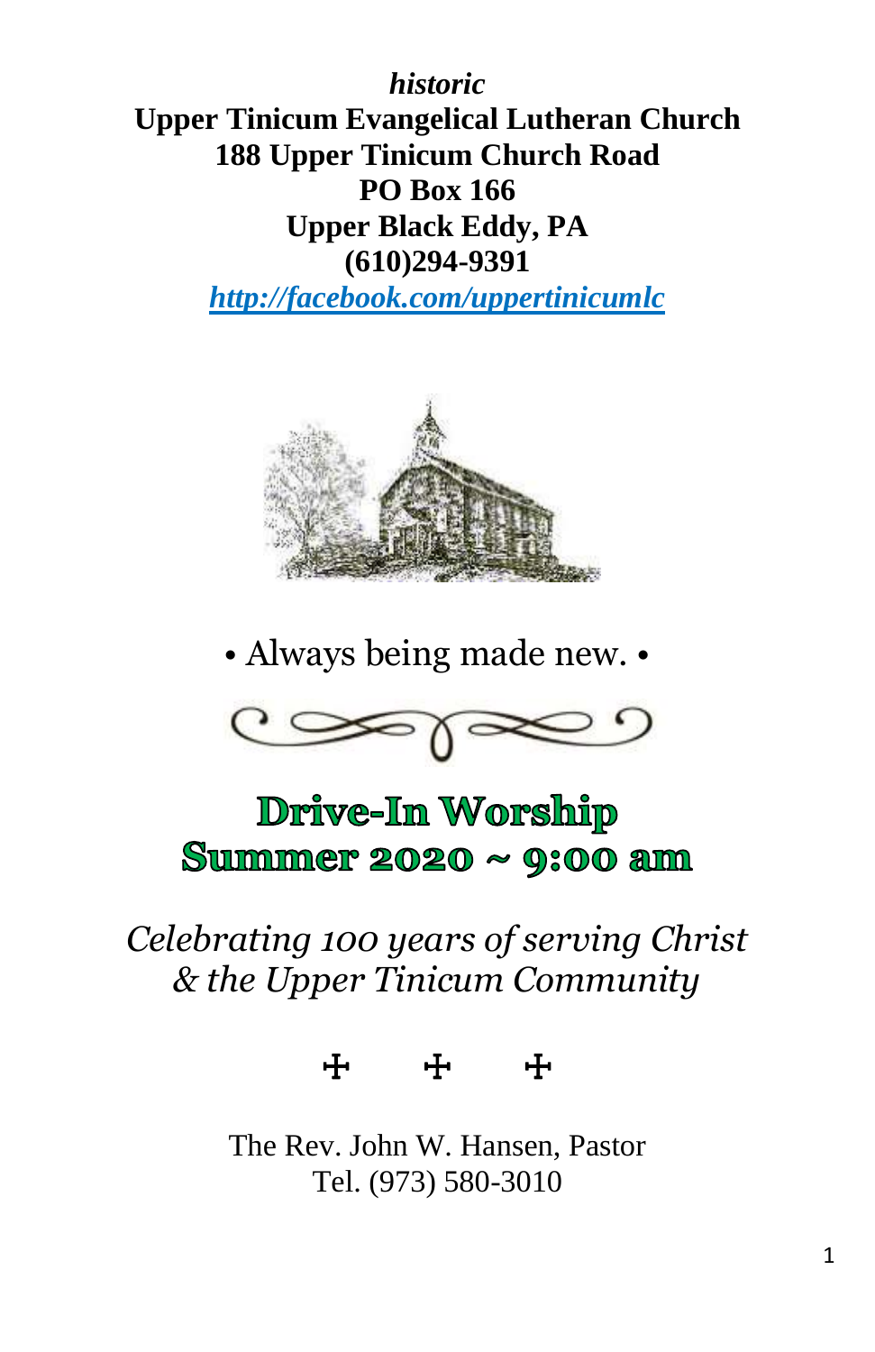***historic***

**Upper Tinicum Evangelical Lutheran Church**
**188 Upper Tinicum Church Road**
**PO Box 166**
**Upper Black Eddy, PA**
**(610)294-9391**

***[http://facebook.com/uppertinicumlc](http://facebook.com/uppertinicumlc)***

• Always being made new. •

# Drive-In Worship
# Summer 2020 ~ 9:00 am

*Celebrating 100 years of serving Christ & the Upper Tinicum Community*

✠ ✠ ✠

The Rev. John W. Hansen, Pastor
Tel. (973) 580-3010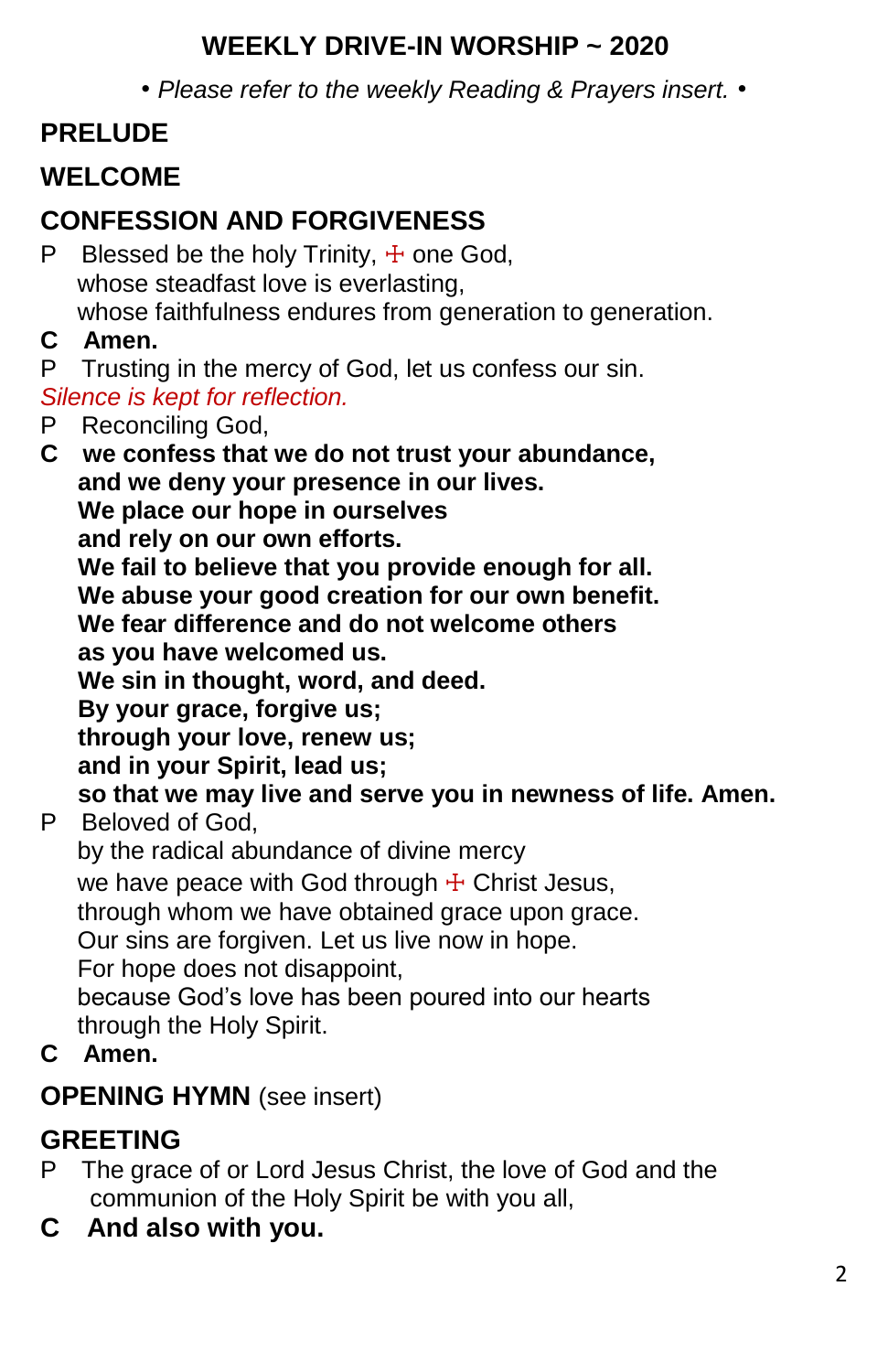# WEEKLY DRIVE-IN WORSHIP ~ 2020

*• Please refer to the weekly Reading & Prayers insert. •*

## PRELUDE

## WELCOME

## CONFESSION AND FORGIVENESS

P Blessed be the holy Trinity, ☩ one God,
whose steadfast love is everlasting,
whose faithfulness endures from generation to generation.

**C Amen.**

P Trusting in the mercy of God, let us confess our sin.

*Silence is kept for reflection.*

P Reconciling God,

**C we confess that we do not trust your abundance,
and we deny your presence in our lives.
We place our hope in ourselves
and rely on our own efforts.
We fail to believe that you provide enough for all.
We abuse your good creation for our own benefit.
We fear difference and do not welcome others
as you have welcomed us.
We sin in thought, word, and deed.
By your grace, forgive us;
through your love, renew us;
and in your Spirit, lead us;
so that we may live and serve you in newness of life. Amen.**

P Beloved of God,
by the radical abundance of divine mercy
we have peace with God through ☩ Christ Jesus,
through whom we have obtained grace upon grace.
Our sins are forgiven. Let us live now in hope.
For hope does not disappoint,
because God's love has been poured into our hearts
through the Holy Spirit.

**C Amen.**

## OPENING HYMN (see insert)

## GREETING

P The grace of or Lord Jesus Christ, the love of God and the communion of the Holy Spirit be with you all,

**C And also with you.**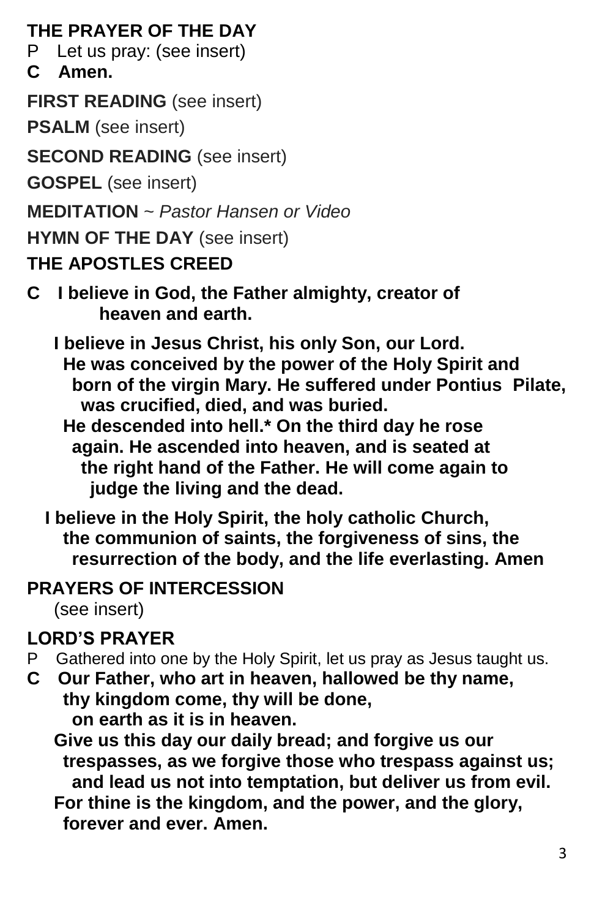**THE PRAYER OF THE DAY**

P Let us pray: (see insert)

**C Amen.**

**FIRST READING** (see insert)

**PSALM** (see insert)

**SECOND READING** (see insert)

**GOSPEL** (see insert)

**MEDITATION** ~ *Pastor Hansen or Video*

**HYMN OF THE DAY** (see insert)

**THE APOSTLES CREED**

**C I believe in God, the Father almighty, creator of heaven and earth.**

**I believe in Jesus Christ, his only Son, our Lord. He was conceived by the power of the Holy Spirit and born of the virgin Mary. He suffered under Pontius Pilate, was crucified, died, and was buried. He descended into hell.* On the third day he rose again. He ascended into heaven, and is seated at the right hand of the Father. He will come again to judge the living and the dead.**

**I believe in the Holy Spirit, the holy catholic Church, the communion of saints, the forgiveness of sins, the resurrection of the body, and the life everlasting. Amen**

**PRAYERS OF INTERCESSION**

(see insert)

**LORD'S PRAYER**

P Gathered into one by the Holy Spirit, let us pray as Jesus taught us.

**C Our Father, who art in heaven, hallowed be thy name, thy kingdom come, thy will be done, on earth as it is in heaven.**

**Give us this day our daily bread; and forgive us our trespasses, as we forgive those who trespass against us; and lead us not into temptation, but deliver us from evil.**

**For thine is the kingdom, and the power, and the glory, forever and ever. Amen.**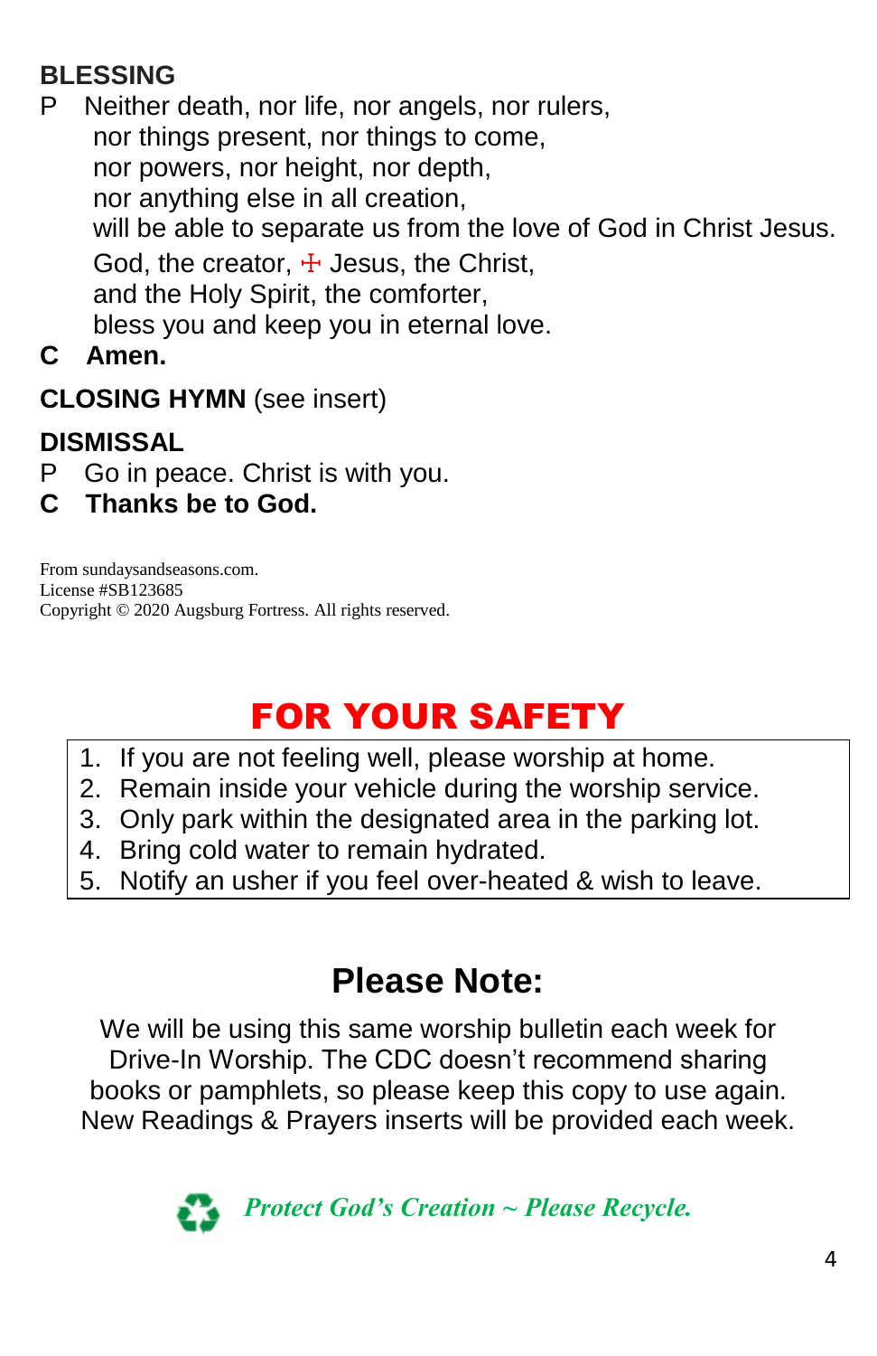## BLESSING

P Neither death, nor life, nor angels, nor rulers,
nor things present, nor things to come,
nor powers, nor height, nor depth,
nor anything else in all creation,
will be able to separate us from the love of God in Christ Jesus.
God, the creator, ☩ Jesus, the Christ,
and the Holy Spirit, the comforter,
bless you and keep you in eternal love.

**C Amen.**

**CLOSING HYMN** (see insert)

## DISMISSAL

P Go in peace. Christ is with you.

**C Thanks be to God.**

From sundaysandseasons.com.
License #SB123685
Copyright © 2020 Augsburg Fortress. All rights reserved.

## FOR YOUR SAFETY

1. If you are not feeling well, please worship at home.
2. Remain inside your vehicle during the worship service.
3. Only park within the designated area in the parking lot.
4. Bring cold water to remain hydrated.
5. Notify an usher if you feel over-heated & wish to leave.

## Please Note:

We will be using this same worship bulletin each week for Drive-In Worship. The CDC doesn't recommend sharing books or pamphlets, so please keep this copy to use again. New Readings & Prayers inserts will be provided each week.

♻ ***Protect God's Creation ~ Please Recycle.***